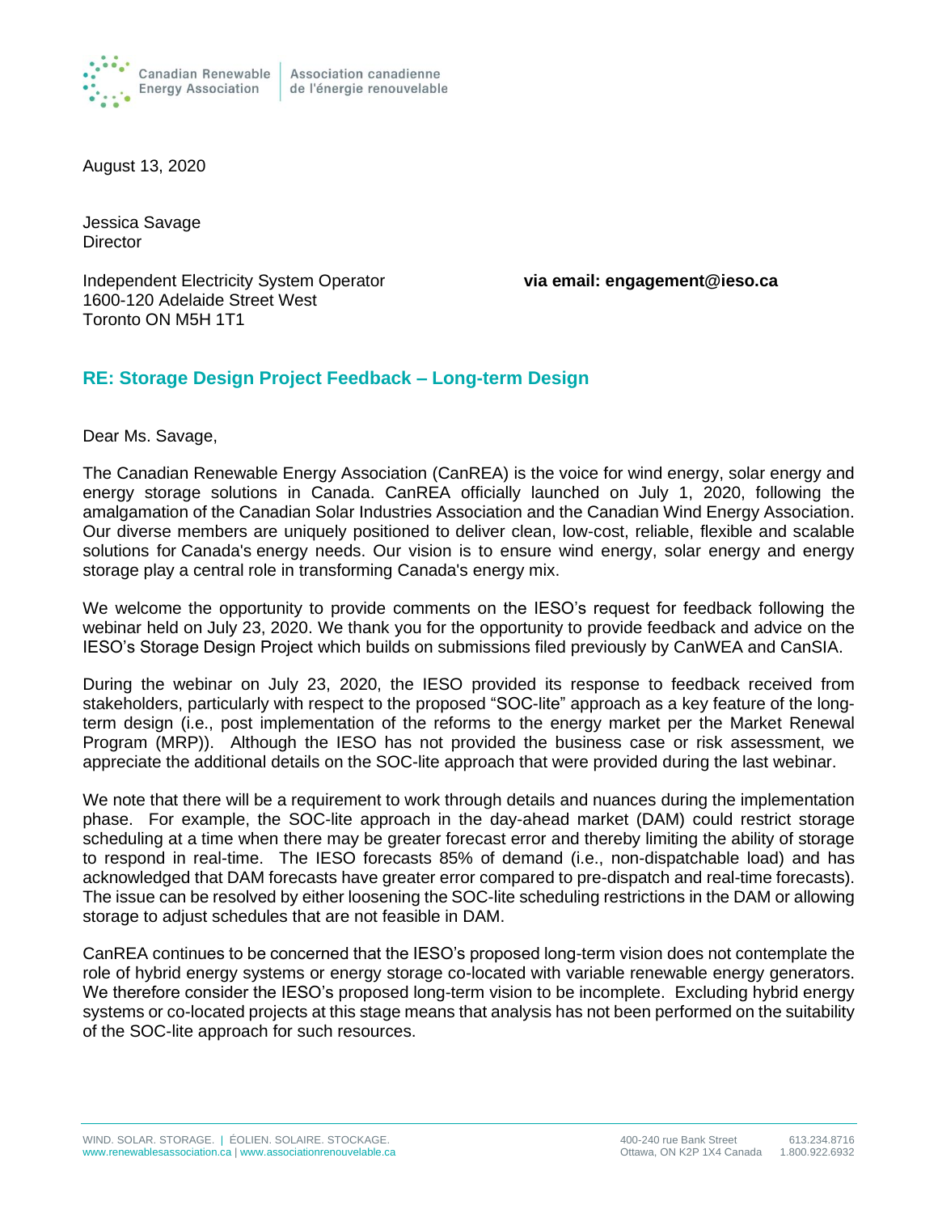August 13, 2020

Jessica Savage
Director

Independent Electricity System Operator
1600-120 Adelaide Street West
Toronto ON M5H 1T1

**via email: engagement@ieso.ca**

## RE: Storage Design Project Feedback – Long-term Design

Dear Ms. Savage,

The Canadian Renewable Energy Association (CanREA) is the voice for wind energy, solar energy and energy storage solutions in Canada. CanREA officially launched on July 1, 2020, following the amalgamation of the Canadian Solar Industries Association and the Canadian Wind Energy Association. Our diverse members are uniquely positioned to deliver clean, low-cost, reliable, flexible and scalable solutions for Canada's energy needs. Our vision is to ensure wind energy, solar energy and energy storage play a central role in transforming Canada's energy mix.

We welcome the opportunity to provide comments on the IESO's request for feedback following the webinar held on July 23, 2020. We thank you for the opportunity to provide feedback and advice on the IESO's Storage Design Project which builds on submissions filed previously by CanWEA and CanSIA.

During the webinar on July 23, 2020, the IESO provided its response to feedback received from stakeholders, particularly with respect to the proposed "SOC-lite" approach as a key feature of the long-term design (i.e., post implementation of the reforms to the energy market per the Market Renewal Program (MRP)). Although the IESO has not provided the business case or risk assessment, we appreciate the additional details on the SOC-lite approach that were provided during the last webinar.

We note that there will be a requirement to work through details and nuances during the implementation phase. For example, the SOC-lite approach in the day-ahead market (DAM) could restrict storage scheduling at a time when there may be greater forecast error and thereby limiting the ability of storage to respond in real-time. The IESO forecasts 85% of demand (i.e., non-dispatchable load) and has acknowledged that DAM forecasts have greater error compared to pre-dispatch and real-time forecasts). The issue can be resolved by either loosening the SOC-lite scheduling restrictions in the DAM or allowing storage to adjust schedules that are not feasible in DAM.

CanREA continues to be concerned that the IESO's proposed long-term vision does not contemplate the role of hybrid energy systems or energy storage co-located with variable renewable energy generators. We therefore consider the IESO's proposed long-term vision to be incomplete. Excluding hybrid energy systems or co-located projects at this stage means that analysis has not been performed on the suitability of the SOC-lite approach for such resources.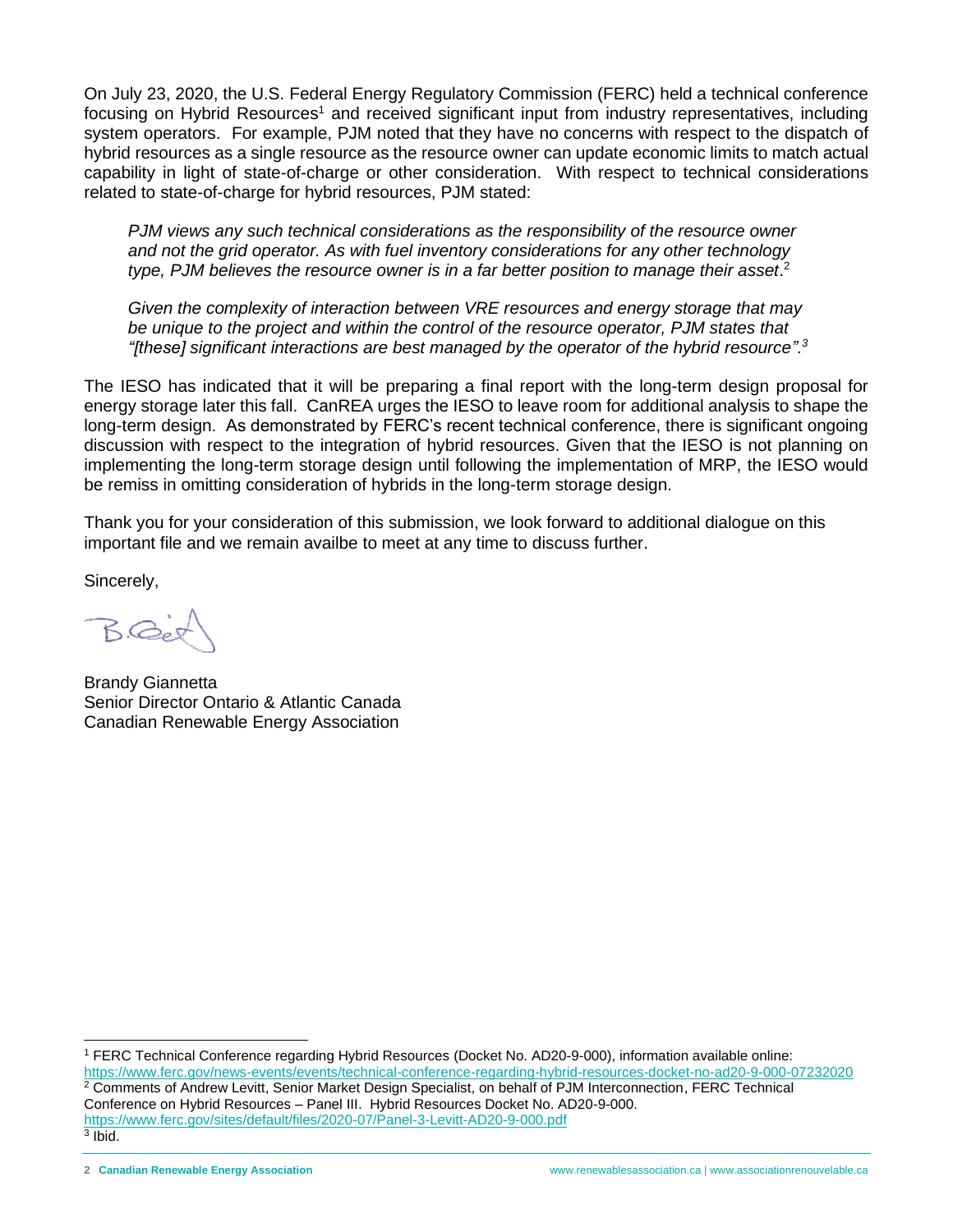On July 23, 2020, the U.S. Federal Energy Regulatory Commission (FERC) held a technical conference focusing on Hybrid Resources[1] and received significant input from industry representatives, including system operators. For example, PJM noted that they have no concerns with respect to the dispatch of hybrid resources as a single resource as the resource owner can update economic limits to match actual capability in light of state-of-charge or other consideration. With respect to technical considerations related to state-of-charge for hybrid resources, PJM stated:

> *PJM views any such technical considerations as the responsibility of the resource owner and not the grid operator. As with fuel inventory considerations for any other technology type, PJM believes the resource owner is in a far better position to manage their asset*.[2]
>
> *Given the complexity of interaction between VRE resources and energy storage that may be unique to the project and within the control of the resource operator, PJM states that "[these] significant interactions are best managed by the operator of the hybrid resource".*[3]

The IESO has indicated that it will be preparing a final report with the long-term design proposal for energy storage later this fall. CanREA urges the IESO to leave room for additional analysis to shape the long-term design. As demonstrated by FERC's recent technical conference, there is significant ongoing discussion with respect to the integration of hybrid resources. Given that the IESO is not planning on implementing the long-term storage design until following the implementation of MRP, the IESO would be remiss in omitting consideration of hybrids in the long-term storage design.

Thank you for your consideration of this submission, we look forward to additional dialogue on this important file and we remain availbe to meet at any time to discuss further.

Sincerely,

Brandy Giannetta
Senior Director Ontario & Atlantic Canada
Canadian Renewable Energy Association

---

[1] FERC Technical Conference regarding Hybrid Resources (Docket No. AD20-9-000), information available online: https://www.ferc.gov/news-events/events/technical-conference-regarding-hybrid-resources-docket-no-ad20-9-000-07232020

[2] Comments of Andrew Levitt, Senior Market Design Specialist, on behalf of PJM Interconnection, FERC Technical Conference on Hybrid Resources – Panel III. Hybrid Resources Docket No. AD20-9-000. https://www.ferc.gov/sites/default/files/2020-07/Panel-3-Levitt-AD20-9-000.pdf

[3] Ibid.